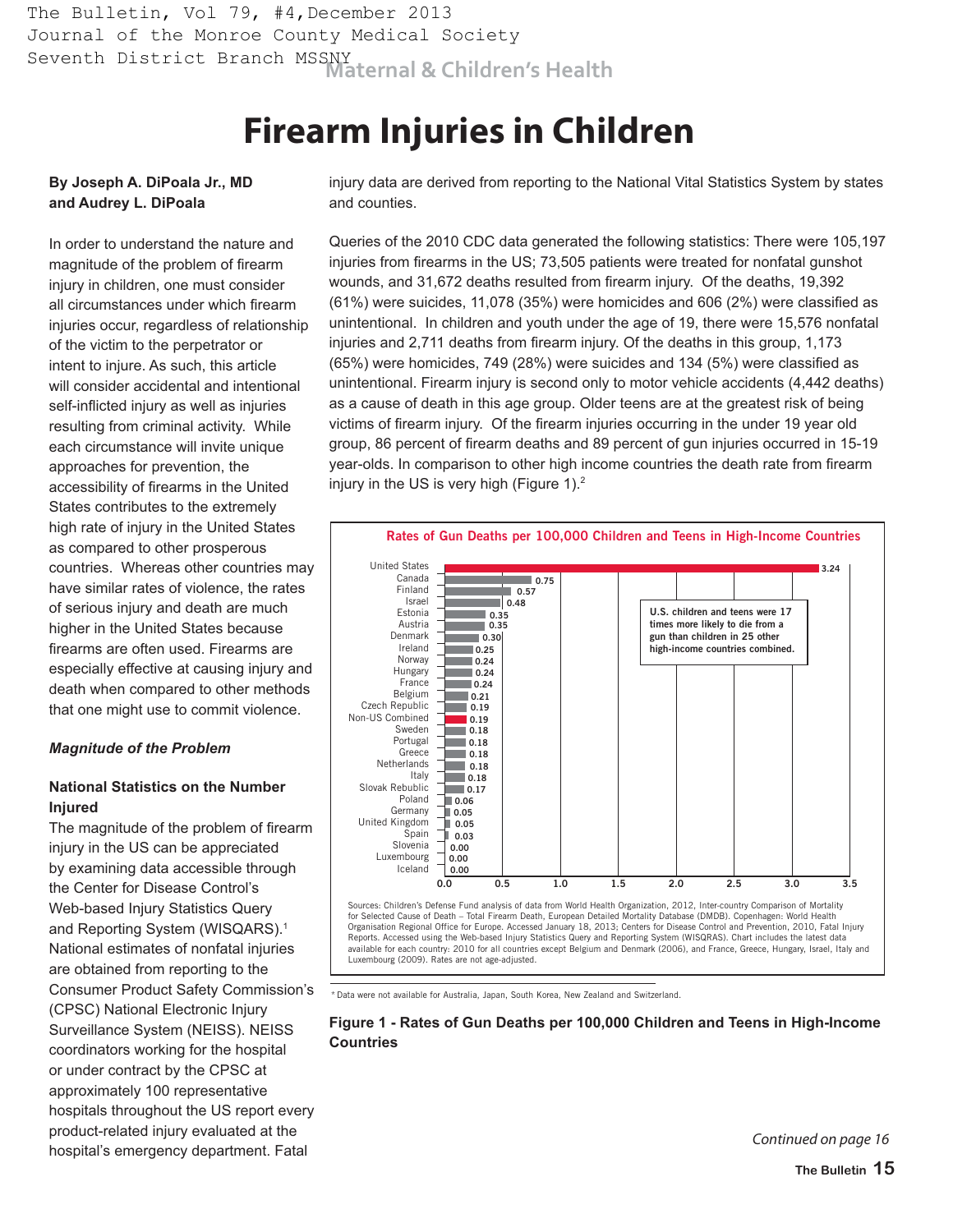# Firearm Injuries in Children

**By Joseph A. DiPoala Jr., MD and Audrey L. DiPoala**

In order to understand the nature and magnitude of the problem of firearm injury in children, one must consider all circumstances under which firearm injuries occur, regardless of relationship of the victim to the perpetrator or intent to injure. As such, this article will consider accidental and intentional self-inflicted injury as well as injuries resulting from criminal activity. While each circumstance will invite unique approaches for prevention, the accessibility of firearms in the United States contributes to the extremely high rate of injury in the United States as compared to other prosperous countries. Whereas other countries may have similar rates of violence, the rates of serious injury and death are much higher in the United States because firearms are often used. Firearms are especially effective at causing injury and death when compared to other methods that one might use to commit violence.

### *Magnitude of the Problem*

#### National Statistics on the Number Injured

The magnitude of the problem of firearm injury in the US can be appreciated by examining data accessible through the Center for Disease Control's Web-based Injury Statistics Query and Reporting System (WISQARS).[1] National estimates of nonfatal injuries are obtained from reporting to the Consumer Product Safety Commission's (CPSC) National Electronic Injury Surveillance System (NEISS). NEISS coordinators working for the hospital or under contract by the CPSC at approximately 100 representative hospitals throughout the US report every product-related injury evaluated at the hospital's emergency department. Fatal injury data are derived from reporting to the National Vital Statistics System by states and counties.

Queries of the 2010 CDC data generated the following statistics: There were 105,197 injuries from firearms in the US; 73,505 patients were treated for nonfatal gunshot wounds, and 31,672 deaths resulted from firearm injury. Of the deaths, 19,392 (61%) were suicides, 11,078 (35%) were homicides and 606 (2%) were classified as unintentional. In children and youth under the age of 19, there were 15,576 nonfatal injuries and 2,711 deaths from firearm injury. Of the deaths in this group, 1,173 (65%) were homicides, 749 (28%) were suicides and 134 (5%) were classified as unintentional. Firearm injury is second only to motor vehicle accidents (4,442 deaths) as a cause of death in this age group. Older teens are at the greatest risk of being victims of firearm injury. Of the firearm injuries occurring in the under 19 year old group, 86 percent of firearm deaths and 89 percent of gun injuries occurred in 15-19 year-olds. In comparison to other high income countries the death rate from firearm injury in the US is very high (Figure 1).[2]

**Rates of Gun Deaths per 100,000 Children and Teens in High-Income Countries**

| Country | Rate |
| --- | --- |
| United States | 3.24 |
| Canada | 0.75 |
| Finland | 0.57 |
| Israel | 0.48 |
| Estonia | 0.35 |
| Austria | 0.35 |
| Denmark | 0.30 |
| Ireland | 0.25 |
| Norway | 0.24 |
| Hungary | 0.24 |
| France | 0.24 |
| Belgium | 0.21 |
| Czech Republic | 0.19 |
| Non-US Combined | 0.19 |
| Sweden | 0.18 |
| Portugal | 0.18 |
| Greece | 0.18 |
| Netherlands | 0.18 |
| Italy | 0.18 |
| Slovak Rebublic | 0.17 |
| Poland | 0.06 |
| Germany | 0.05 |
| United Kingdom | 0.05 |
| Spain | 0.03 |
| Slovenia | 0.00 |
| Luxembourg | 0.00 |
| Iceland | 0.00 |

U.S. children and teens were 17 times more likely to die from a gun than children in 25 other high-income countries combined.

Sources: Children's Defense Fund analysis of data from World Health Organization, 2012, Inter-country Comparison of Mortality for Selected Cause of Death – Total Firearm Death, European Detailed Mortality Database (DMDB). Copenhagen: World Health Organisation Regional Office for Europe. Accessed January 18, 2013; Centers for Disease Control and Prevention, 2010, Fatal Injury Reports. Accessed using the Web-based Injury Statistics Query and Reporting System (WISQRAS). Chart includes the latest data available for each country: 2010 for all countries except Belgium and Denmark (2006), and France, Greece, Hungary, Israel, Italy and Luxembourg (2009). Rates are not age-adjusted.

\* Data were not available for Australia, Japan, South Korea, New Zealand and Switzerland.

**Figure 1 - Rates of Gun Deaths per 100,000 Children and Teens in High-Income Countries**

*Continued on page 16*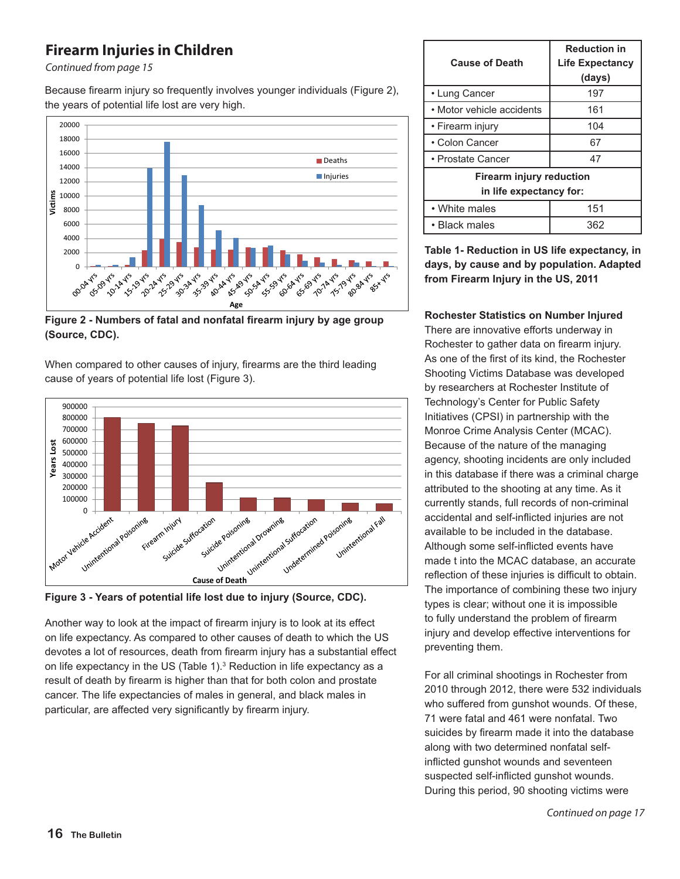## Firearm Injuries in Children

*Continued from page 15*

Because firearm injury so frequently involves younger individuals (Figure 2), the years of potential life lost are very high.

**Figure 2 - Numbers of fatal and nonfatal firearm injury by age group (Source, CDC).**

When compared to other causes of injury, firearms are the third leading cause of years of potential life lost (Figure 3).

**Figure 3 - Years of potential life lost due to injury (Source, CDC).**

Another way to look at the impact of firearm injury is to look at its effect on life expectancy. As compared to other causes of death to which the US devotes a lot of resources, death from firearm injury has a substantial effect on life expectancy in the US (Table 1).[3] Reduction in life expectancy as a result of death by firearm is higher than that for both colon and prostate cancer. The life expectancies of males in general, and black males in particular, are affected very significantly by firearm injury.

| Cause of Death | Reduction in Life Expectancy (days) |
|---|---|
| • Lung Cancer | 197 |
| • Motor vehicle accidents | 161 |
| • Firearm injury | 104 |
| • Colon Cancer | 67 |
| • Prostate Cancer | 47 |
| **Firearm injury reduction in life expectancy for:** | |
| • White males | 151 |
| • Black males | 362 |

**Table 1- Reduction in US life expectancy, in days, by cause and by population. Adapted from Firearm Injury in the US, 2011**

**Rochester Statistics on Number Injured**

There are innovative efforts underway in Rochester to gather data on firearm injury. As one of the first of its kind, the Rochester Shooting Victims Database was developed by researchers at Rochester Institute of Technology's Center for Public Safety Initiatives (CPSI) in partnership with the Monroe Crime Analysis Center (MCAC). Because of the nature of the managing agency, shooting incidents are only included in this database if there was a criminal charge attributed to the shooting at any time. As it currently stands, full records of non-criminal accidental and self-inflicted injuries are not available to be included in the database. Although some self-inflicted events have made t into the MCAC database, an accurate reflection of these injuries is difficult to obtain. The importance of combining these two injury types is clear; without one it is impossible to fully understand the problem of firearm injury and develop effective interventions for preventing them.

For all criminal shootings in Rochester from 2010 through 2012, there were 532 individuals who suffered from gunshot wounds. Of these, 71 were fatal and 461 were nonfatal. Two suicides by firearm made it into the database along with two determined nonfatal self-inflicted gunshot wounds and seventeen suspected self-inflicted gunshot wounds. During this period, 90 shooting victims were

*Continued on page 17*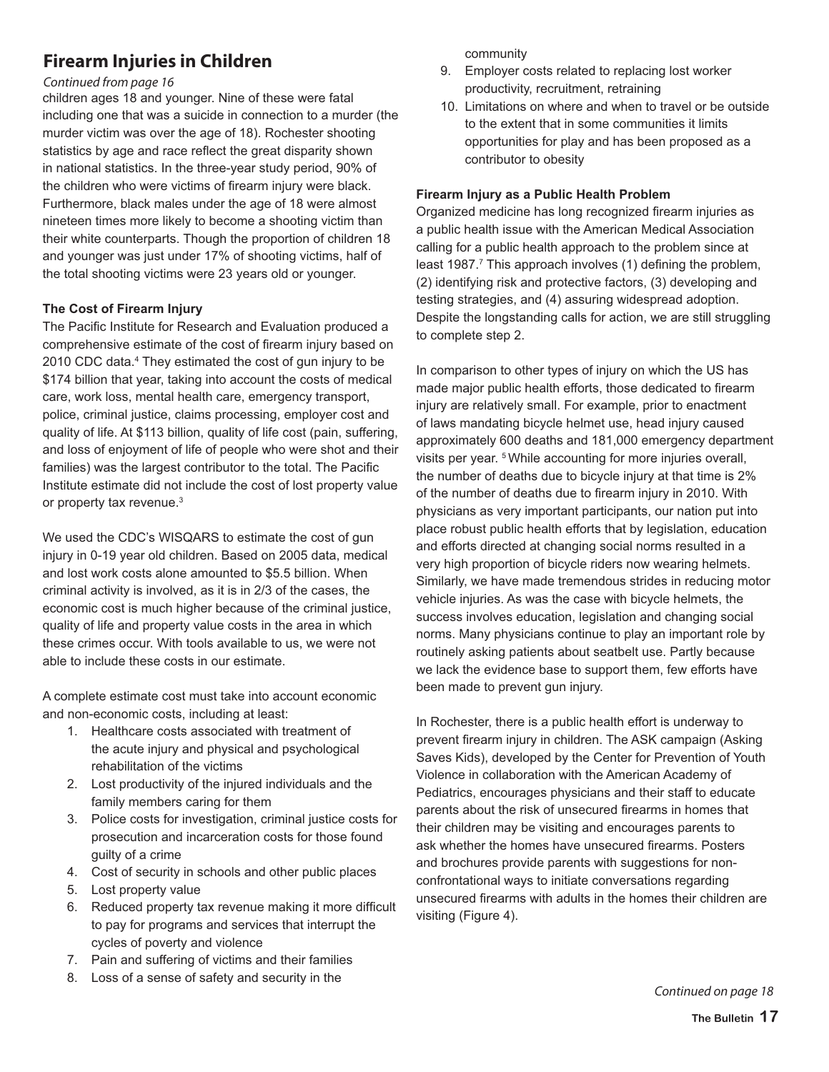## Firearm Injuries in Children

*Continued from page 16*

children ages 18 and younger. Nine of these were fatal including one that was a suicide in connection to a murder (the murder victim was over the age of 18). Rochester shooting statistics by age and race reflect the great disparity shown in national statistics. In the three-year study period, 90% of the children who were victims of firearm injury were black. Furthermore, black males under the age of 18 were almost nineteen times more likely to become a shooting victim than their white counterparts. Though the proportion of children 18 and younger was just under 17% of shooting victims, half of the total shooting victims were 23 years old or younger.

**The Cost of Firearm Injury**

The Pacific Institute for Research and Evaluation produced a comprehensive estimate of the cost of firearm injury based on 2010 CDC data.[4] They estimated the cost of gun injury to be $174 billion that year, taking into account the costs of medical care, work loss, mental health care, emergency transport, police, criminal justice, claims processing, employer cost and quality of life. At $113 billion, quality of life cost (pain, suffering, and loss of enjoyment of life of people who were shot and their families) was the largest contributor to the total. The Pacific Institute estimate did not include the cost of lost property value or property tax revenue.[3]

We used the CDC's WISQARS to estimate the cost of gun injury in 0-19 year old children. Based on 2005 data, medical and lost work costs alone amounted to $5.5 billion. When criminal activity is involved, as it is in 2/3 of the cases, the economic cost is much higher because of the criminal justice, quality of life and property value costs in the area in which these crimes occur. With tools available to us, we were not able to include these costs in our estimate.

A complete estimate cost must take into account economic and non-economic costs, including at least:

1. Healthcare costs associated with treatment of the acute injury and physical and psychological rehabilitation of the victims
2. Lost productivity of the injured individuals and the family members caring for them
3. Police costs for investigation, criminal justice costs for prosecution and incarceration costs for those found guilty of a crime
4. Cost of security in schools and other public places
5. Lost property value
6. Reduced property tax revenue making it more difficult to pay for programs and services that interrupt the cycles of poverty and violence
7. Pain and suffering of victims and their families
8. Loss of a sense of safety and security in the community
9. Employer costs related to replacing lost worker productivity, recruitment, retraining
10. Limitations on where and when to travel or be outside to the extent that in some communities it limits opportunities for play and has been proposed as a contributor to obesity

**Firearm Injury as a Public Health Problem**

Organized medicine has long recognized firearm injuries as a public health issue with the American Medical Association calling for a public health approach to the problem since at least 1987.[7] This approach involves (1) defining the problem, (2) identifying risk and protective factors, (3) developing and testing strategies, and (4) assuring widespread adoption. Despite the longstanding calls for action, we are still struggling to complete step 2.

In comparison to other types of injury on which the US has made major public health efforts, those dedicated to firearm injury are relatively small. For example, prior to enactment of laws mandating bicycle helmet use, head injury caused approximately 600 deaths and 181,000 emergency department visits per year. [5] While accounting for more injuries overall, the number of deaths due to bicycle injury at that time is 2% of the number of deaths due to firearm injury in 2010. With physicians as very important participants, our nation put into place robust public health efforts that by legislation, education and efforts directed at changing social norms resulted in a very high proportion of bicycle riders now wearing helmets. Similarly, we have made tremendous strides in reducing motor vehicle injuries. As was the case with bicycle helmets, the success involves education, legislation and changing social norms. Many physicians continue to play an important role by routinely asking patients about seatbelt use. Partly because we lack the evidence base to support them, few efforts have been made to prevent gun injury.

In Rochester, there is a public health effort is underway to prevent firearm injury in children. The ASK campaign (Asking Saves Kids), developed by the Center for Prevention of Youth Violence in collaboration with the American Academy of Pediatrics, encourages physicians and their staff to educate parents about the risk of unsecured firearms in homes that their children may be visiting and encourages parents to ask whether the homes have unsecured firearms. Posters and brochures provide parents with suggestions for non-confrontational ways to initiate conversations regarding unsecured firearms with adults in the homes their children are visiting (Figure 4).

*Continued on page 18*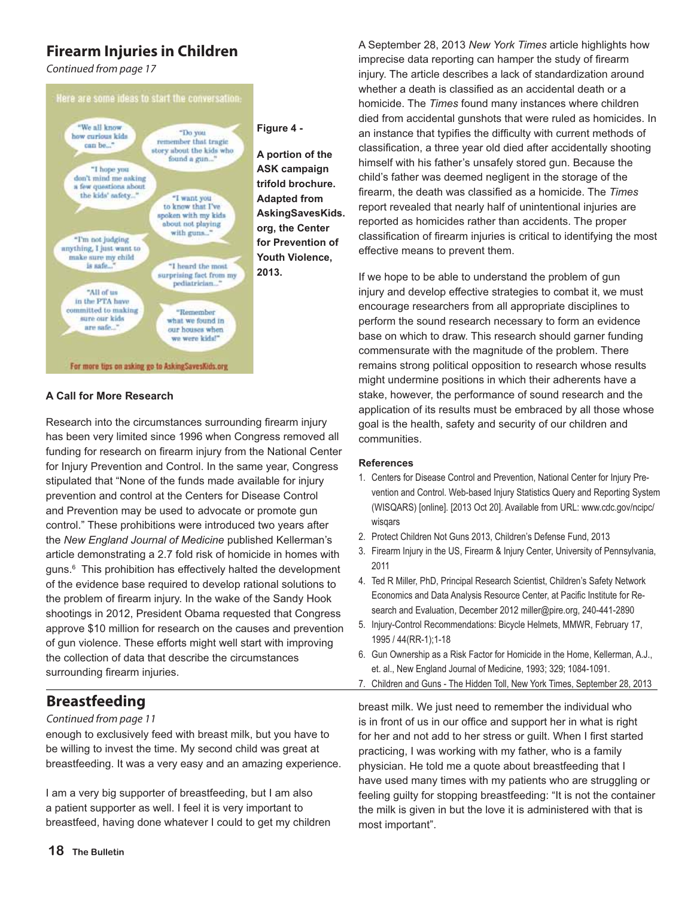## Firearm Injuries in Children

*Continued from page 17*

Here are some ideas to start the conversation:

"We all know how curious kids can be..."

"Do you remember that tragic story about the kids who found a gun..."

"I hope you don't mind me asking a few questions about the kids' safety..."

"I want you to know that I've spoken with my kids about not playing with guns..."

"I'm not judging anything, I just want to make sure my child is safe..."

"I heard the most surprising fact from my pediatrician..."

"All of us in the PTA have committed to making sure our kids are safe..."

"Remember what we found in our houses when we were kids!"

For more tips on asking go to AskingSavesKids.org

**Figure 4 - A portion of the ASK campaign trifold brochure. Adapted from AskingSavesKids.org, the Center for Prevention of Youth Violence, 2013.**

### A Call for More Research

Research into the circumstances surrounding firearm injury has been very limited since 1996 when Congress removed all funding for research on firearm injury from the National Center for Injury Prevention and Control. In the same year, Congress stipulated that "None of the funds made available for injury prevention and control at the Centers for Disease Control and Prevention may be used to advocate or promote gun control." These prohibitions were introduced two years after the *New England Journal of Medicine* published Kellerman's article demonstrating a 2.7 fold risk of homicide in homes with guns.[6] This prohibition has effectively halted the development of the evidence base required to develop rational solutions to the problem of firearm injury. In the wake of the Sandy Hook shootings in 2012, President Obama requested that Congress approve $10 million for research on the causes and prevention of gun violence. These efforts might well start with improving the collection of data that describe the circumstances surrounding firearm injuries.

A September 28, 2013 *New York Times* article highlights how imprecise data reporting can hamper the study of firearm injury. The article describes a lack of standardization around whether a death is classified as an accidental death or a homicide. The *Times* found many instances where children died from accidental gunshots that were ruled as homicides. In an instance that typifies the difficulty with current methods of classification, a three year old died after accidentally shooting himself with his father's unsafely stored gun. Because the child's father was deemed negligent in the storage of the firearm, the death was classified as a homicide. The *Times* report revealed that nearly half of unintentional injuries are reported as homicides rather than accidents. The proper classification of firearm injuries is critical to identifying the most effective means to prevent them.

If we hope to be able to understand the problem of gun injury and develop effective strategies to combat it, we must encourage researchers from all appropriate disciplines to perform the sound research necessary to form an evidence base on which to draw. This research should garner funding commensurate with the magnitude of the problem. There remains strong political opposition to research whose results might undermine positions in which their adherents have a stake, however, the performance of sound research and the application of its results must be embraced by all those whose goal is the health, safety and security of our children and communities.

### References

1. Centers for Disease Control and Prevention, National Center for Injury Prevention and Control. Web-based Injury Statistics Query and Reporting System (WISQARS) [online]. [2013 Oct 20]. Available from URL: www.cdc.gov/ncipc/wisqars
2. Protect Children Not Guns 2013, Children's Defense Fund, 2013
3. Firearm Injury in the US, Firearm & Injury Center, University of Pennsylvania, 2011
4. Ted R Miller, PhD, Principal Research Scientist, Children's Safety Network Economics and Data Analysis Resource Center, at Pacific Institute for Research and Evaluation, December 2012 miller@pire.org, 240-441-2890
5. Injury-Control Recommendations: Bicycle Helmets, MMWR, February 17, 1995 / 44(RR-1);1-18
6. Gun Ownership as a Risk Factor for Homicide in the Home, Kellerman, A.J., et. al., New England Journal of Medicine, 1993; 329; 1084-1091.
7. Children and Guns - The Hidden Toll, New York Times, September 28, 2013

## Breastfeeding

*Continued from page 11*

enough to exclusively feed with breast milk, but you have to be willing to invest the time. My second child was great at breastfeeding. It was a very easy and an amazing experience.

I am a very big supporter of breastfeeding, but I am also a patient supporter as well. I feel it is very important to breastfeed, having done whatever I could to get my children breast milk. We just need to remember the individual who is in front of us in our office and support her in what is right for her and not add to her stress or guilt. When I first started practicing, I was working with my father, who is a family physician. He told me a quote about breastfeeding that I have used many times with my patients who are struggling or feeling guilty for stopping breastfeeding: "It is not the container the milk is given in but the love it is administered with that is most important".